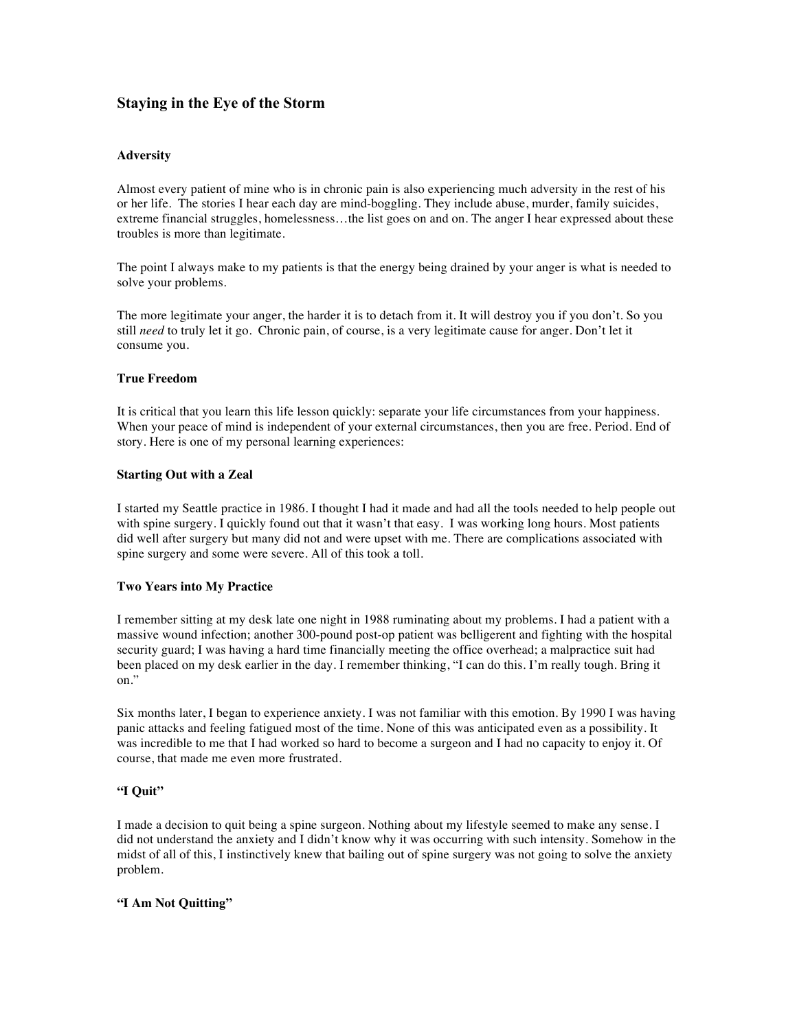# Staying in the Eye of the Storm

### Adversity

Almost every patient of mine who is in chronic pain is also experiencing much adversity in the rest of his or her life. The stories I hear each day are mind-boggling. They include abuse, murder, family suicides, extreme financial struggles, homelessness…the list goes on and on. The anger I hear expressed about these troubles is more than legitimate.

The point I always make to my patients is that the energy being drained by your anger is what is needed to solve your problems.

The more legitimate your anger, the harder it is to detach from it. It will destroy you if you don't. So you still *need* to truly let it go. Chronic pain, of course, is a very legitimate cause for anger. Don't let it consume you.

### True Freedom

It is critical that you learn this life lesson quickly: separate your life circumstances from your happiness. When your peace of mind is independent of your external circumstances, then you are free. Period. End of story. Here is one of my personal learning experiences:

### Starting Out with a Zeal

I started my Seattle practice in 1986. I thought I had it made and had all the tools needed to help people out with spine surgery. I quickly found out that it wasn't that easy. I was working long hours. Most patients did well after surgery but many did not and were upset with me. There are complications associated with spine surgery and some were severe. All of this took a toll.

### Two Years into My Practice

I remember sitting at my desk late one night in 1988 ruminating about my problems. I had a patient with a massive wound infection; another 300-pound post-op patient was belligerent and fighting with the hospital security guard; I was having a hard time financially meeting the office overhead; a malpractice suit had been placed on my desk earlier in the day. I remember thinking, "I can do this. I'm really tough. Bring it on."

Six months later, I began to experience anxiety. I was not familiar with this emotion. By 1990 I was having panic attacks and feeling fatigued most of the time. None of this was anticipated even as a possibility. It was incredible to me that I had worked so hard to become a surgeon and I had no capacity to enjoy it. Of course, that made me even more frustrated.

### "I Quit"

I made a decision to quit being a spine surgeon. Nothing about my lifestyle seemed to make any sense. I did not understand the anxiety and I didn't know why it was occurring with such intensity. Somehow in the midst of all of this, I instinctively knew that bailing out of spine surgery was not going to solve the anxiety problem.

### "I Am Not Quitting"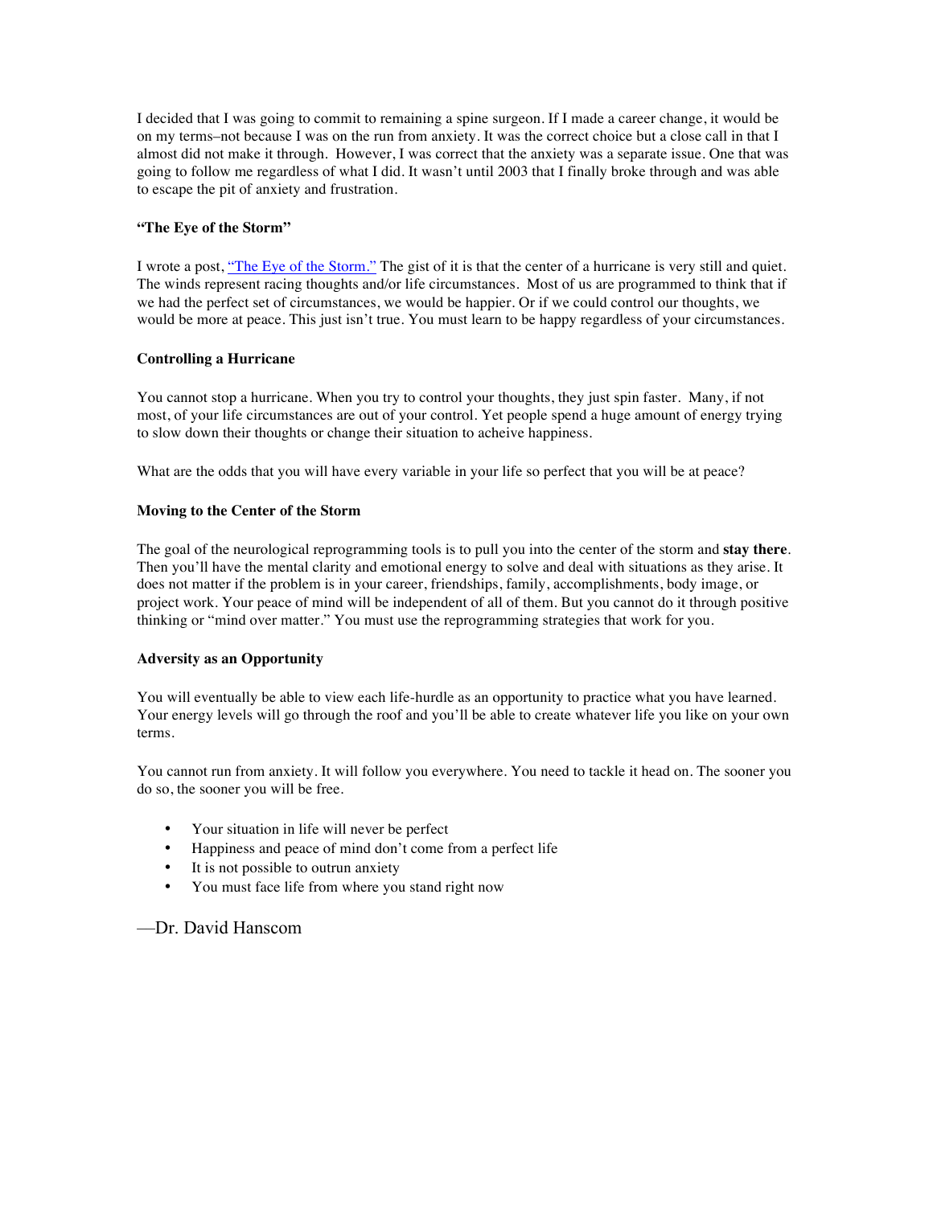I decided that I was going to commit to remaining a spine surgeon. If I made a career change, it would be on my terms–not because I was on the run from anxiety. It was the correct choice but a close call in that I almost did not make it through. However, I was correct that the anxiety was a separate issue. One that was going to follow me regardless of what I did. It wasn't until 2003 that I finally broke through and was able to escape the pit of anxiety and frustration.

**"The Eye of the Storm"**

I wrote a post, "The Eye of the Storm." The gist of it is that the center of a hurricane is very still and quiet. The winds represent racing thoughts and/or life circumstances. Most of us are programmed to think that if we had the perfect set of circumstances, we would be happier. Or if we could control our thoughts, we would be more at peace. This just isn't true. You must learn to be happy regardless of your circumstances.

**Controlling a Hurricane**

You cannot stop a hurricane. When you try to control your thoughts, they just spin faster. Many, if not most, of your life circumstances are out of your control. Yet people spend a huge amount of energy trying to slow down their thoughts or change their situation to acheive happiness.

What are the odds that you will have every variable in your life so perfect that you will be at peace?

**Moving to the Center of the Storm**

The goal of the neurological reprogramming tools is to pull you into the center of the storm and **stay there**. Then you'll have the mental clarity and emotional energy to solve and deal with situations as they arise. It does not matter if the problem is in your career, friendships, family, accomplishments, body image, or project work. Your peace of mind will be independent of all of them. But you cannot do it through positive thinking or "mind over matter." You must use the reprogramming strategies that work for you.

**Adversity as an Opportunity**

You will eventually be able to view each life-hurdle as an opportunity to practice what you have learned. Your energy levels will go through the roof and you'll be able to create whatever life you like on your own terms.

You cannot run from anxiety. It will follow you everywhere. You need to tackle it head on. The sooner you do so, the sooner you will be free.

- Your situation in life will never be perfect
- Happiness and peace of mind don't come from a perfect life
- It is not possible to outrun anxiety
- You must face life from where you stand right now

—Dr. David Hanscom